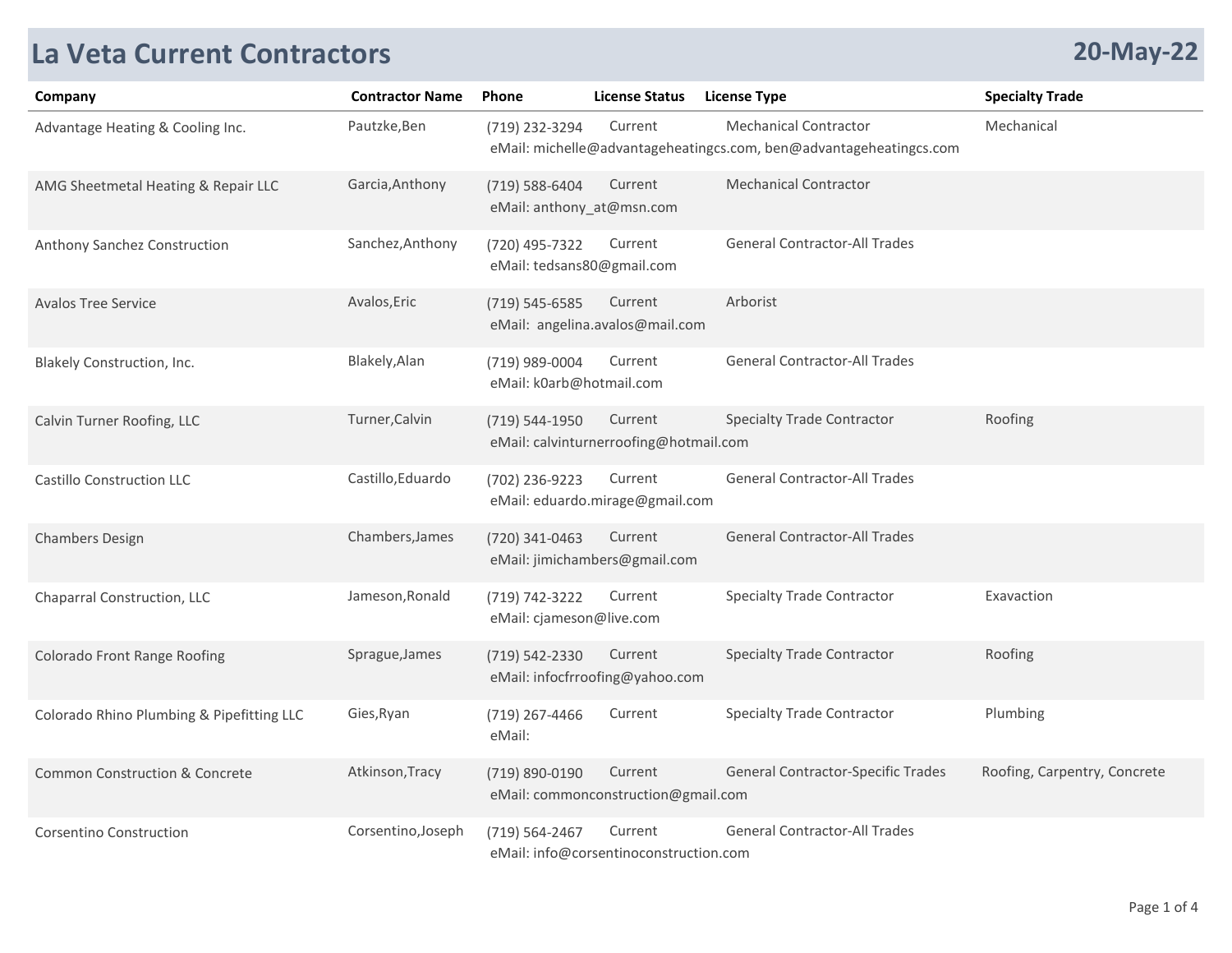# La Veta Current Contractors

**20-May-22**

| Company | Contractor Name | Phone | License Status | License Type | Specialty Trade |
|---|---|---|---|---|---|
| Advantage Heating & Cooling Inc. | Pautzke,Ben | (719) 232-3294<br>eMail: michelle@advantageheatingcs.com, ben@advantageheatingcs.com | Current | Mechanical Contractor | Mechanical |
| AMG Sheetmetal Heating & Repair LLC | Garcia,Anthony | (719) 588-6404<br>eMail: anthony_at@msn.com | Current | Mechanical Contractor | |
| Anthony Sanchez Construction | Sanchez,Anthony | (720) 495-7322<br>eMail: tedsans80@gmail.com | Current | General Contractor-All Trades | |
| Avalos Tree Service | Avalos,Eric | (719) 545-6585<br>eMail: angelina.avalos@mail.com | Current | Arborist | |
| Blakely Construction, Inc. | Blakely,Alan | (719) 989-0004<br>eMail: k0arb@hotmail.com | Current | General Contractor-All Trades | |
| Calvin Turner Roofing, LLC | Turner,Calvin | (719) 544-1950<br>eMail: calvinturnerroofing@hotmail.com | Current | Specialty Trade Contractor | Roofing |
| Castillo Construction LLC | Castillo,Eduardo | (702) 236-9223<br>eMail: eduardo.mirage@gmail.com | Current | General Contractor-All Trades | |
| Chambers Design | Chambers,James | (720) 341-0463<br>eMail: jimichambers@gmail.com | Current | General Contractor-All Trades | |
| Chaparral Construction, LLC | Jameson,Ronald | (719) 742-3222<br>eMail: cjameson@live.com | Current | Specialty Trade Contractor | Exavaction |
| Colorado Front Range Roofing | Sprague,James | (719) 542-2330<br>eMail: infocfrroofing@yahoo.com | Current | Specialty Trade Contractor | Roofing |
| Colorado Rhino Plumbing & Pipefitting LLC | Gies,Ryan | (719) 267-4466<br>eMail: | Current | Specialty Trade Contractor | Plumbing |
| Common Construction & Concrete | Atkinson,Tracy | (719) 890-0190<br>eMail: commonconstruction@gmail.com | Current | General Contractor-Specific Trades | Roofing, Carpentry, Concrete |
| Corsentino Construction | Corsentino,Joseph | (719) 564-2467<br>eMail: info@corsentinoconstruction.com | Current | General Contractor-All Trades | |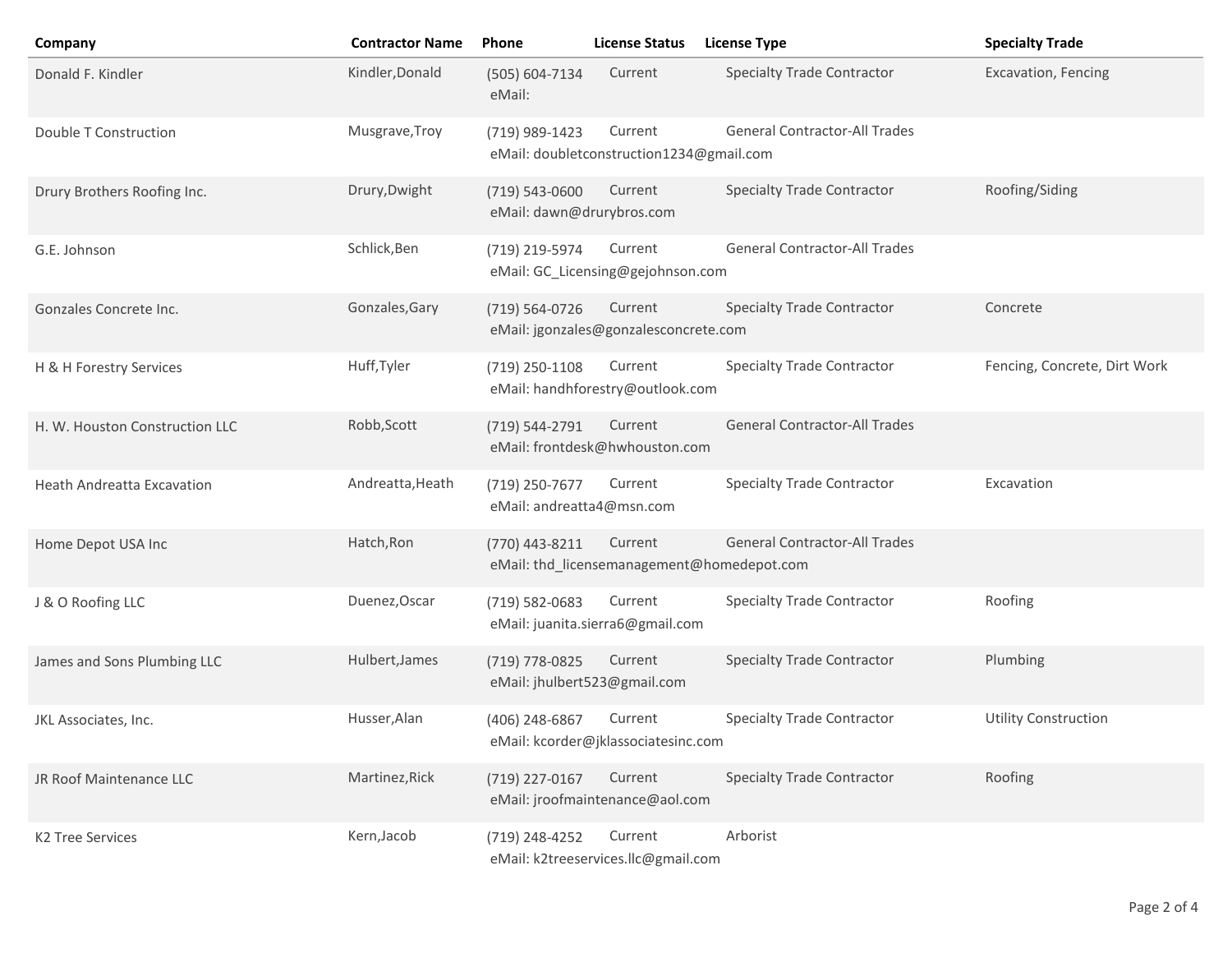| Company | Contractor Name | Phone | License Status | License Type | Specialty Trade |
|---|---|---|---|---|---|
| Donald F. Kindler | Kindler,Donald | (505) 604-7134<br>eMail: | Current | Specialty Trade Contractor | Excavation, Fencing |
| Double T Construction | Musgrave,Troy | (719) 989-1423<br>eMail: doubletconstruction1234@gmail.com | Current | General Contractor-All Trades | |
| Drury Brothers Roofing Inc. | Drury,Dwight | (719) 543-0600<br>eMail: dawn@drurybros.com | Current | Specialty Trade Contractor | Roofing/Siding |
| G.E. Johnson | Schlick,Ben | (719) 219-5974<br>eMail: GC_Licensing@gejohnson.com | Current | General Contractor-All Trades | |
| Gonzales Concrete Inc. | Gonzales,Gary | (719) 564-0726<br>eMail: jgonzales@gonzalesconcrete.com | Current | Specialty Trade Contractor | Concrete |
| H & H Forestry Services | Huff,Tyler | (719) 250-1108<br>eMail: handhforestry@outlook.com | Current | Specialty Trade Contractor | Fencing, Concrete, Dirt Work |
| H. W. Houston Construction LLC | Robb,Scott | (719) 544-2791<br>eMail: frontdesk@hwhouston.com | Current | General Contractor-All Trades | |
| Heath Andreatta Excavation | Andreatta,Heath | (719) 250-7677<br>eMail: andreatta4@msn.com | Current | Specialty Trade Contractor | Excavation |
| Home Depot USA Inc | Hatch,Ron | (770) 443-8211<br>eMail: thd_licensemanagement@homedepot.com | Current | General Contractor-All Trades | |
| J & O Roofing LLC | Duenez,Oscar | (719) 582-0683<br>eMail: juanita.sierra6@gmail.com | Current | Specialty Trade Contractor | Roofing |
| James and Sons Plumbing LLC | Hulbert,James | (719) 778-0825<br>eMail: jhulbert523@gmail.com | Current | Specialty Trade Contractor | Plumbing |
| JKL Associates, Inc. | Husser,Alan | (406) 248-6867<br>eMail: kcorder@jklassociatesinc.com | Current | Specialty Trade Contractor | Utility Construction |
| JR Roof Maintenance LLC | Martinez,Rick | (719) 227-0167<br>eMail: jroofmaintenance@aol.com | Current | Specialty Trade Contractor | Roofing |
| K2 Tree Services | Kern,Jacob | (719) 248-4252<br>eMail: k2treeservices.llc@gmail.com | Current | Arborist | |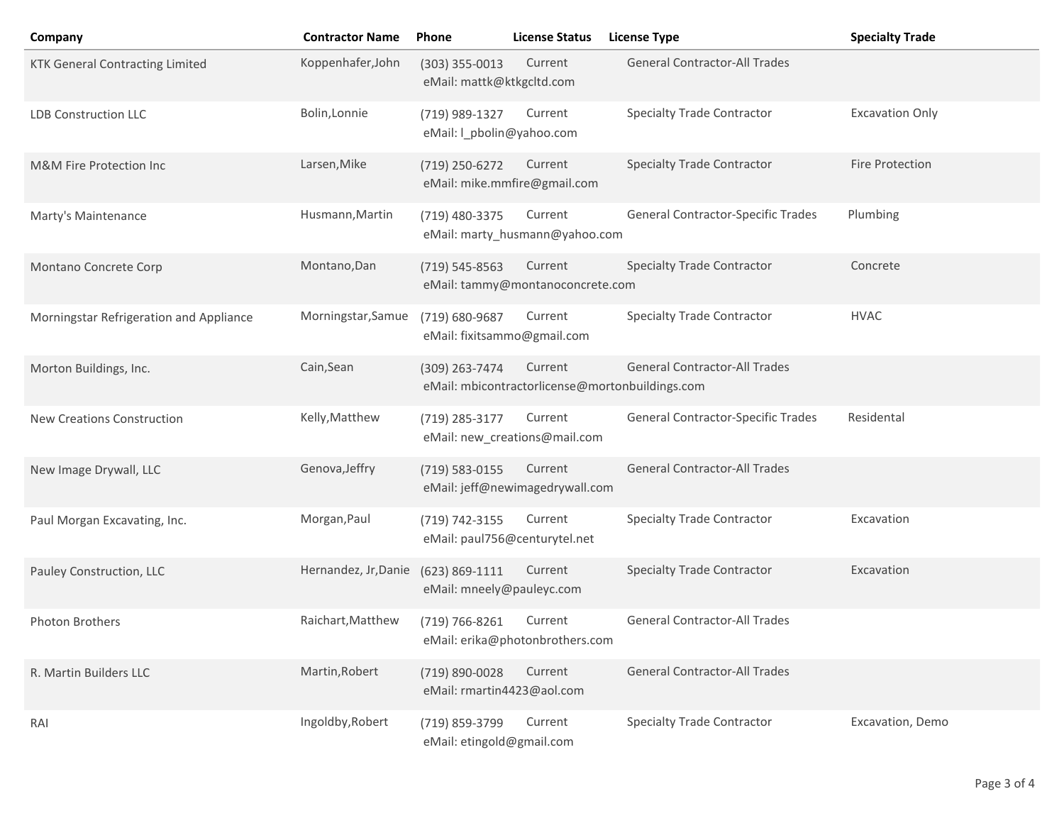| Company | Contractor Name | Phone | License Status | License Type | Specialty Trade |
|---|---|---|---|---|---|
| KTK General Contracting Limited | Koppenhafer,John | (303) 355-0013<br>eMail: mattk@ktkgcltd.com | Current | General Contractor-All Trades | |
| LDB Construction LLC | Bolin,Lonnie | (719) 989-1327<br>eMail: l_pbolin@yahoo.com | Current | Specialty Trade Contractor | Excavation Only |
| M&M Fire Protection Inc | Larsen,Mike | (719) 250-6272<br>eMail: mike.mmfire@gmail.com | Current | Specialty Trade Contractor | Fire Protection |
| Marty's Maintenance | Husmann,Martin | (719) 480-3375<br>eMail: marty_husmann@yahoo.com | Current | General Contractor-Specific Trades | Plumbing |
| Montano Concrete Corp | Montano,Dan | (719) 545-8563<br>eMail: tammy@montanoconcrete.com | Current | Specialty Trade Contractor | Concrete |
| Morningstar Refrigeration and Appliance | Morningstar,Samue | (719) 680-9687<br>eMail: fixitsammo@gmail.com | Current | Specialty Trade Contractor | HVAC |
| Morton Buildings, Inc. | Cain,Sean | (309) 263-7474<br>eMail: mbicontractorlicense@mortonbuildings.com | Current | General Contractor-All Trades | |
| New Creations Construction | Kelly,Matthew | (719) 285-3177<br>eMail: new_creations@mail.com | Current | General Contractor-Specific Trades | Residental |
| New Image Drywall, LLC | Genova,Jeffry | (719) 583-0155<br>eMail: jeff@newimagedrywall.com | Current | General Contractor-All Trades | |
| Paul Morgan Excavating, Inc. | Morgan,Paul | (719) 742-3155<br>eMail: paul756@centurytel.net | Current | Specialty Trade Contractor | Excavation |
| Pauley Construction, LLC | Hernandez, Jr,Danie | (623) 869-1111<br>eMail: mneely@pauleyc.com | Current | Specialty Trade Contractor | Excavation |
| Photon Brothers | Raichart,Matthew | (719) 766-8261<br>eMail: erika@photonbrothers.com | Current | General Contractor-All Trades | |
| R. Martin Builders LLC | Martin,Robert | (719) 890-0028<br>eMail: rmartin4423@aol.com | Current | General Contractor-All Trades | |
| RAI | Ingoldby,Robert | (719) 859-3799<br>eMail: etingold@gmail.com | Current | Specialty Trade Contractor | Excavation, Demo |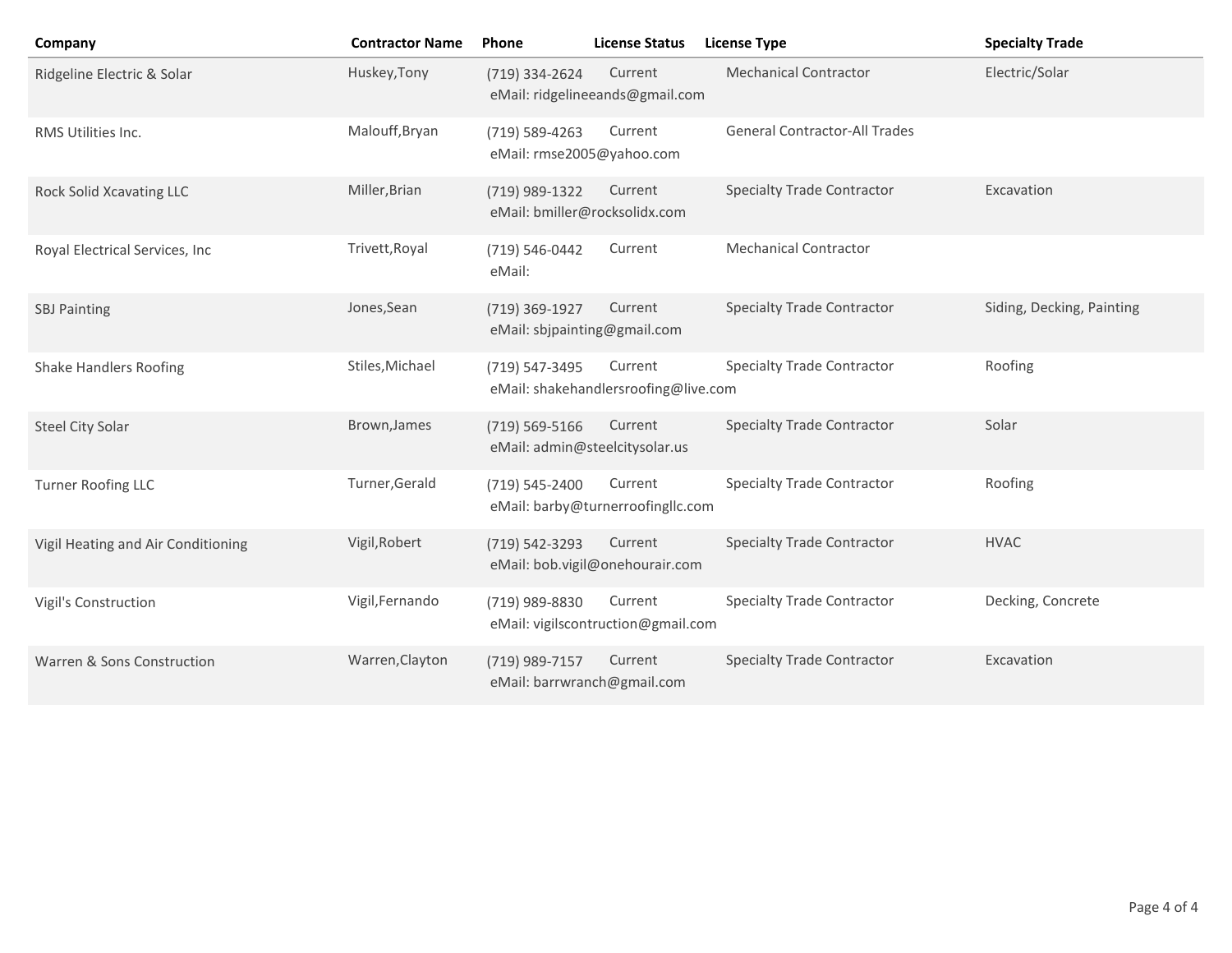| Company | Contractor Name | Phone | License Status | License Type | Specialty Trade |
|---|---|---|---|---|---|
| Ridgeline Electric & Solar | Huskey,Tony | (719) 334-2624 eMail: ridgelineeands@gmail.com | Current | Mechanical Contractor | Electric/Solar |
| RMS Utilities Inc. | Malouff,Bryan | (719) 589-4263 eMail: rmse2005@yahoo.com | Current | General Contractor-All Trades | |
| Rock Solid Xcavating LLC | Miller,Brian | (719) 989-1322 eMail: bmiller@rocksolidx.com | Current | Specialty Trade Contractor | Excavation |
| Royal Electrical Services, Inc | Trivett,Royal | (719) 546-0442 eMail: | Current | Mechanical Contractor | |
| SBJ Painting | Jones,Sean | (719) 369-1927 eMail: sbjpainting@gmail.com | Current | Specialty Trade Contractor | Siding, Decking, Painting |
| Shake Handlers Roofing | Stiles,Michael | (719) 547-3495 eMail: shakehandlersroofing@live.com | Current | Specialty Trade Contractor | Roofing |
| Steel City Solar | Brown,James | (719) 569-5166 eMail: admin@steelcitysolar.us | Current | Specialty Trade Contractor | Solar |
| Turner Roofing LLC | Turner,Gerald | (719) 545-2400 eMail: barby@turnerroofingllc.com | Current | Specialty Trade Contractor | Roofing |
| Vigil Heating and Air Conditioning | Vigil,Robert | (719) 542-3293 eMail: bob.vigil@onehourair.com | Current | Specialty Trade Contractor | HVAC |
| Vigil's Construction | Vigil,Fernando | (719) 989-8830 eMail: vigilscontruction@gmail.com | Current | Specialty Trade Contractor | Decking, Concrete |
| Warren & Sons Construction | Warren,Clayton | (719) 989-7157 eMail: barrwranch@gmail.com | Current | Specialty Trade Contractor | Excavation |